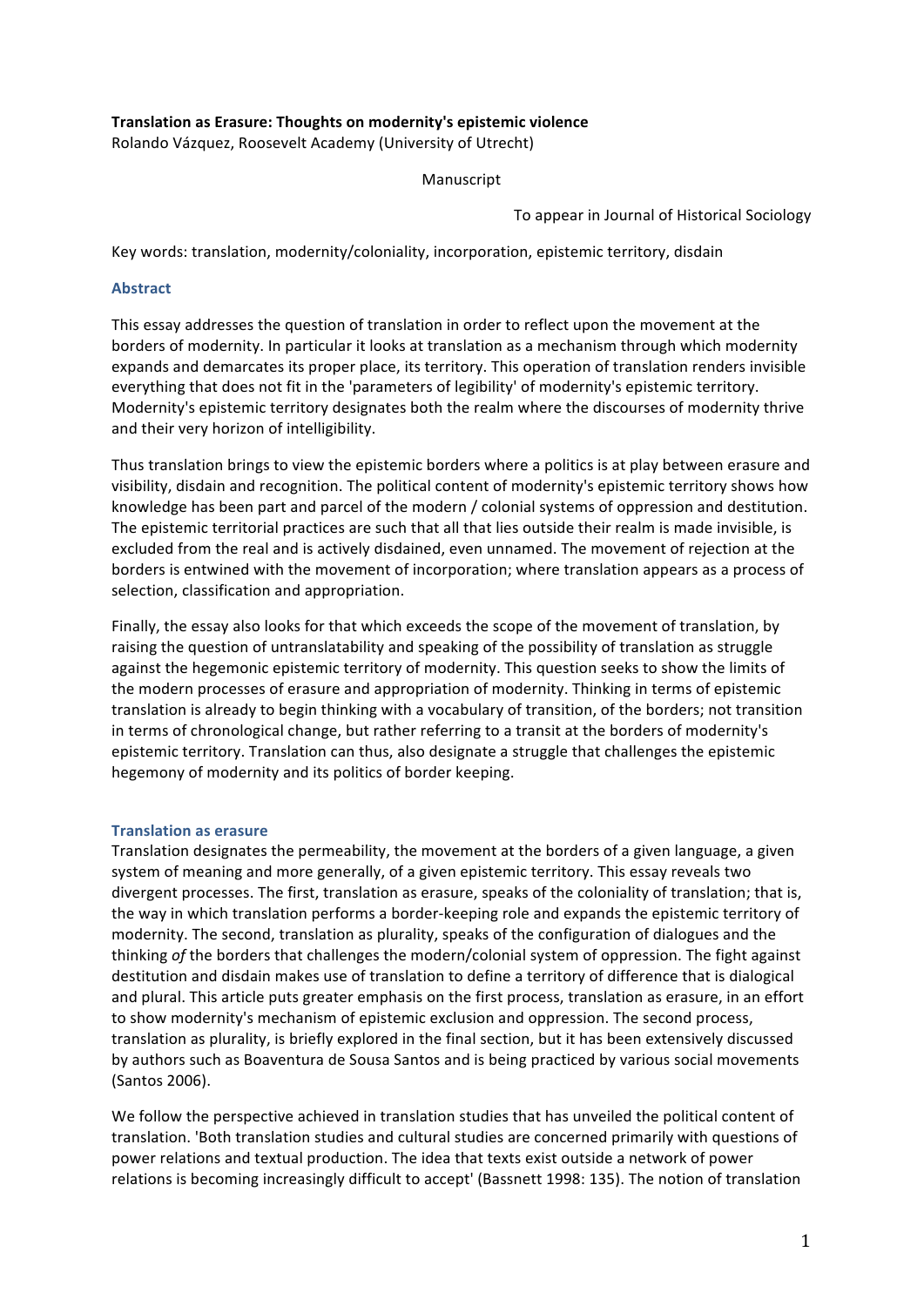**Translation as Erasure: Thoughts on modernity's epistemic violence**
Rolando Vázquez, Roosevelt Academy (University of Utrecht)

Manuscript

To appear in Journal of Historical Sociology

Key words: translation, modernity/coloniality, incorporation, epistemic territory, disdain

## Abstract

This essay addresses the question of translation in order to reflect upon the movement at the borders of modernity. In particular it looks at translation as a mechanism through which modernity expands and demarcates its proper place, its territory. This operation of translation renders invisible everything that does not fit in the 'parameters of legibility' of modernity's epistemic territory. Modernity's epistemic territory designates both the realm where the discourses of modernity thrive and their very horizon of intelligibility.

Thus translation brings to view the epistemic borders where a politics is at play between erasure and visibility, disdain and recognition. The political content of modernity's epistemic territory shows how knowledge has been part and parcel of the modern / colonial systems of oppression and destitution. The epistemic territorial practices are such that all that lies outside their realm is made invisible, is excluded from the real and is actively disdained, even unnamed. The movement of rejection at the borders is entwined with the movement of incorporation; where translation appears as a process of selection, classification and appropriation.

Finally, the essay also looks for that which exceeds the scope of the movement of translation, by raising the question of untranslatability and speaking of the possibility of translation as struggle against the hegemonic epistemic territory of modernity. This question seeks to show the limits of the modern processes of erasure and appropriation of modernity. Thinking in terms of epistemic translation is already to begin thinking with a vocabulary of transition, of the borders; not transition in terms of chronological change, but rather referring to a transit at the borders of modernity's epistemic territory. Translation can thus, also designate a struggle that challenges the epistemic hegemony of modernity and its politics of border keeping.

## Translation as erasure

Translation designates the permeability, the movement at the borders of a given language, a given system of meaning and more generally, of a given epistemic territory. This essay reveals two divergent processes. The first, translation as erasure, speaks of the coloniality of translation; that is, the way in which translation performs a border-keeping role and expands the epistemic territory of modernity. The second, translation as plurality, speaks of the configuration of dialogues and the thinking *of* the borders that challenges the modern/colonial system of oppression. The fight against destitution and disdain makes use of translation to define a territory of difference that is dialogical and plural. This article puts greater emphasis on the first process, translation as erasure, in an effort to show modernity's mechanism of epistemic exclusion and oppression. The second process, translation as plurality, is briefly explored in the final section, but it has been extensively discussed by authors such as Boaventura de Sousa Santos and is being practiced by various social movements (Santos 2006).

We follow the perspective achieved in translation studies that has unveiled the political content of translation. 'Both translation studies and cultural studies are concerned primarily with questions of power relations and textual production. The idea that texts exist outside a network of power relations is becoming increasingly difficult to accept' (Bassnett 1998: 135). The notion of translation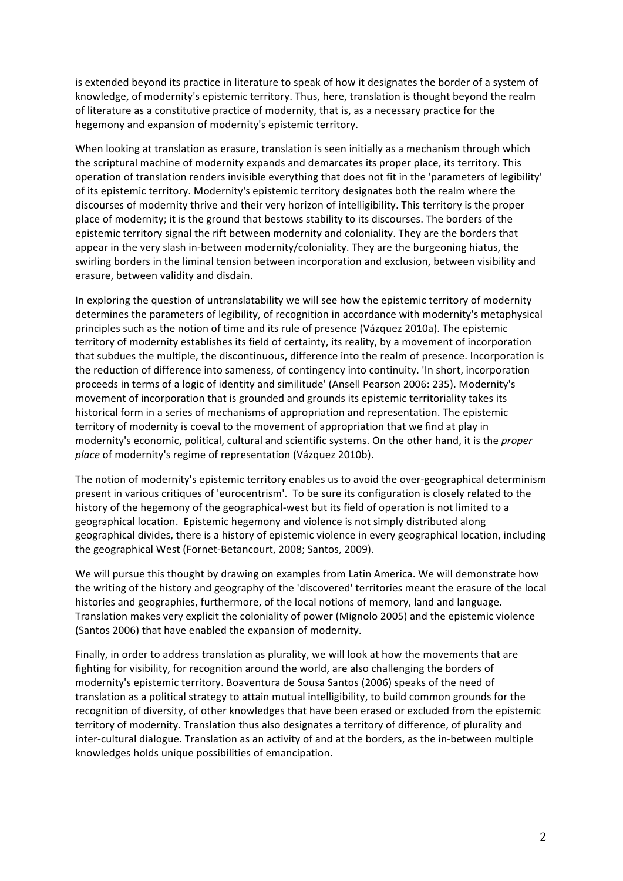is extended beyond its practice in literature to speak of how it designates the border of a system of knowledge, of modernity's epistemic territory. Thus, here, translation is thought beyond the realm of literature as a constitutive practice of modernity, that is, as a necessary practice for the hegemony and expansion of modernity's epistemic territory.

When looking at translation as erasure, translation is seen initially as a mechanism through which the scriptural machine of modernity expands and demarcates its proper place, its territory. This operation of translation renders invisible everything that does not fit in the 'parameters of legibility' of its epistemic territory. Modernity's epistemic territory designates both the realm where the discourses of modernity thrive and their very horizon of intelligibility. This territory is the proper place of modernity; it is the ground that bestows stability to its discourses. The borders of the epistemic territory signal the rift between modernity and coloniality. They are the borders that appear in the very slash in-between modernity/coloniality. They are the burgeoning hiatus, the swirling borders in the liminal tension between incorporation and exclusion, between visibility and erasure, between validity and disdain.

In exploring the question of untranslatability we will see how the epistemic territory of modernity determines the parameters of legibility, of recognition in accordance with modernity's metaphysical principles such as the notion of time and its rule of presence (Vázquez 2010a). The epistemic territory of modernity establishes its field of certainty, its reality, by a movement of incorporation that subdues the multiple, the discontinuous, difference into the realm of presence. Incorporation is the reduction of difference into sameness, of contingency into continuity. 'In short, incorporation proceeds in terms of a logic of identity and similitude' (Ansell Pearson 2006: 235). Modernity's movement of incorporation that is grounded and grounds its epistemic territoriality takes its historical form in a series of mechanisms of appropriation and representation. The epistemic territory of modernity is coeval to the movement of appropriation that we find at play in modernity's economic, political, cultural and scientific systems. On the other hand, it is the *proper place* of modernity's regime of representation (Vázquez 2010b).

The notion of modernity's epistemic territory enables us to avoid the over-geographical determinism present in various critiques of 'eurocentrism'. To be sure its configuration is closely related to the history of the hegemony of the geographical-west but its field of operation is not limited to a geographical location. Epistemic hegemony and violence is not simply distributed along geographical divides, there is a history of epistemic violence in every geographical location, including the geographical West (Fornet-Betancourt, 2008; Santos, 2009).

We will pursue this thought by drawing on examples from Latin America. We will demonstrate how the writing of the history and geography of the 'discovered' territories meant the erasure of the local histories and geographies, furthermore, of the local notions of memory, land and language. Translation makes very explicit the coloniality of power (Mignolo 2005) and the epistemic violence (Santos 2006) that have enabled the expansion of modernity.

Finally, in order to address translation as plurality, we will look at how the movements that are fighting for visibility, for recognition around the world, are also challenging the borders of modernity's epistemic territory. Boaventura de Sousa Santos (2006) speaks of the need of translation as a political strategy to attain mutual intelligibility, to build common grounds for the recognition of diversity, of other knowledges that have been erased or excluded from the epistemic territory of modernity. Translation thus also designates a territory of difference, of plurality and inter-cultural dialogue. Translation as an activity of and at the borders, as the in-between multiple knowledges holds unique possibilities of emancipation.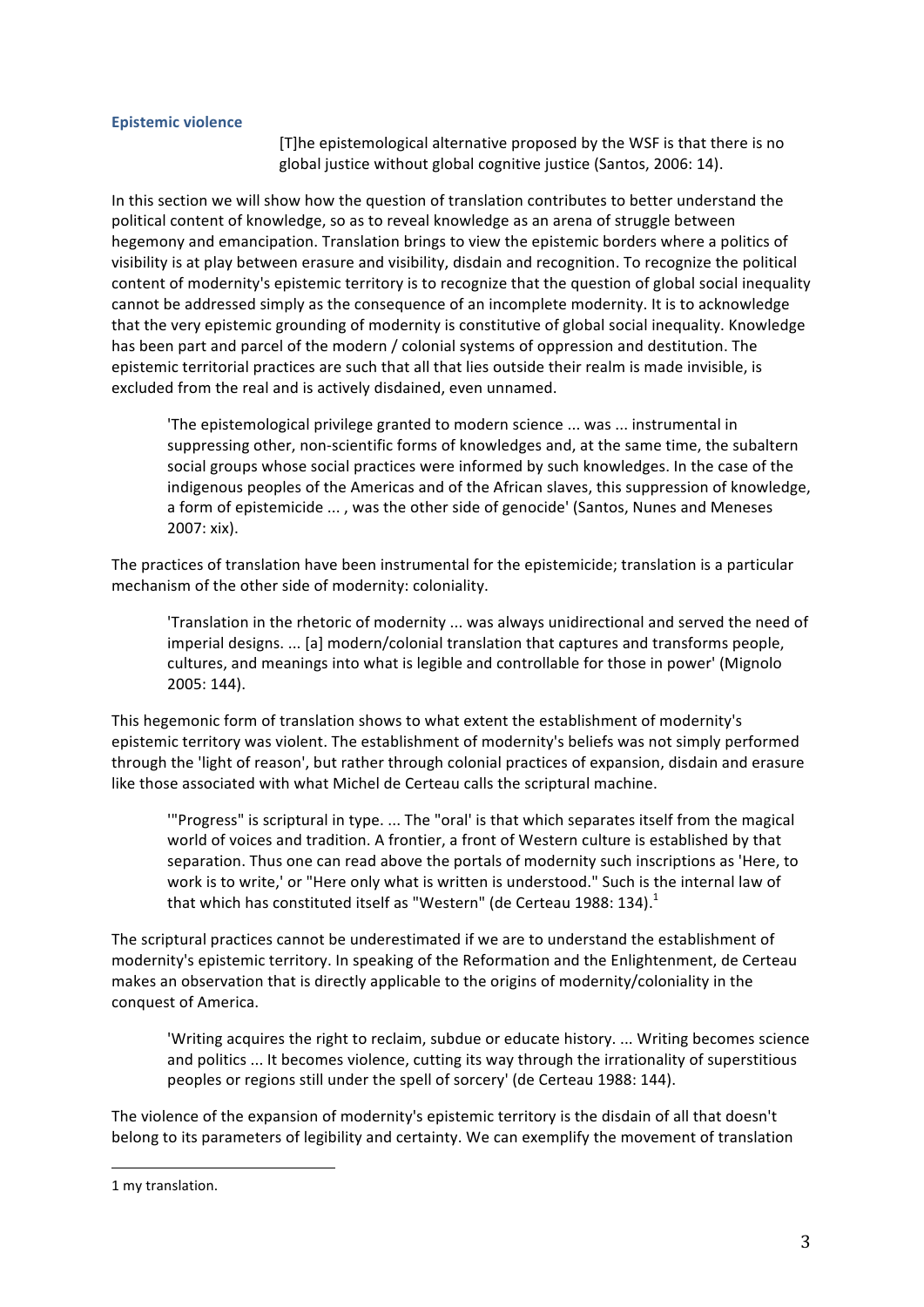## Epistemic violence

> [T]he epistemological alternative proposed by the WSF is that there is no global justice without global cognitive justice (Santos, 2006: 14).

In this section we will show how the question of translation contributes to better understand the political content of knowledge, so as to reveal knowledge as an arena of struggle between hegemony and emancipation. Translation brings to view the epistemic borders where a politics of visibility is at play between erasure and visibility, disdain and recognition. To recognize the political content of modernity's epistemic territory is to recognize that the question of global social inequality cannot be addressed simply as the consequence of an incomplete modernity. It is to acknowledge that the very epistemic grounding of modernity is constitutive of global social inequality. Knowledge has been part and parcel of the modern / colonial systems of oppression and destitution. The epistemic territorial practices are such that all that lies outside their realm is made invisible, is excluded from the real and is actively disdained, even unnamed.

> 'The epistemological privilege granted to modern science ... was ... instrumental in suppressing other, non-scientific forms of knowledges and, at the same time, the subaltern social groups whose social practices were informed by such knowledges. In the case of the indigenous peoples of the Americas and of the African slaves, this suppression of knowledge, a form of epistemicide ... , was the other side of genocide' (Santos, Nunes and Meneses 2007: xix).

The practices of translation have been instrumental for the epistemicide; translation is a particular mechanism of the other side of modernity: coloniality.

> 'Translation in the rhetoric of modernity ... was always unidirectional and served the need of imperial designs. ... [a] modern/colonial translation that captures and transforms people, cultures, and meanings into what is legible and controllable for those in power' (Mignolo 2005: 144).

This hegemonic form of translation shows to what extent the establishment of modernity's epistemic territory was violent. The establishment of modernity's beliefs was not simply performed through the 'light of reason', but rather through colonial practices of expansion, disdain and erasure like those associated with what Michel de Certeau calls the scriptural machine.

> '"Progress" is scriptural in type. ... The "oral' is that which separates itself from the magical world of voices and tradition. A frontier, a front of Western culture is established by that separation. Thus one can read above the portals of modernity such inscriptions as 'Here, to work is to write,' or "Here only what is written is understood." Such is the internal law of that which has constituted itself as "Western" (de Certeau 1988: 134).[1]

The scriptural practices cannot be underestimated if we are to understand the establishment of modernity's epistemic territory. In speaking of the Reformation and the Enlightenment, de Certeau makes an observation that is directly applicable to the origins of modernity/coloniality in the conquest of America.

> 'Writing acquires the right to reclaim, subdue or educate history. ... Writing becomes science and politics ... It becomes violence, cutting its way through the irrationality of superstitious peoples or regions still under the spell of sorcery' (de Certeau 1988: 144).

The violence of the expansion of modernity's epistemic territory is the disdain of all that doesn't belong to its parameters of legibility and certainty. We can exemplify the movement of translation

---

1 my translation.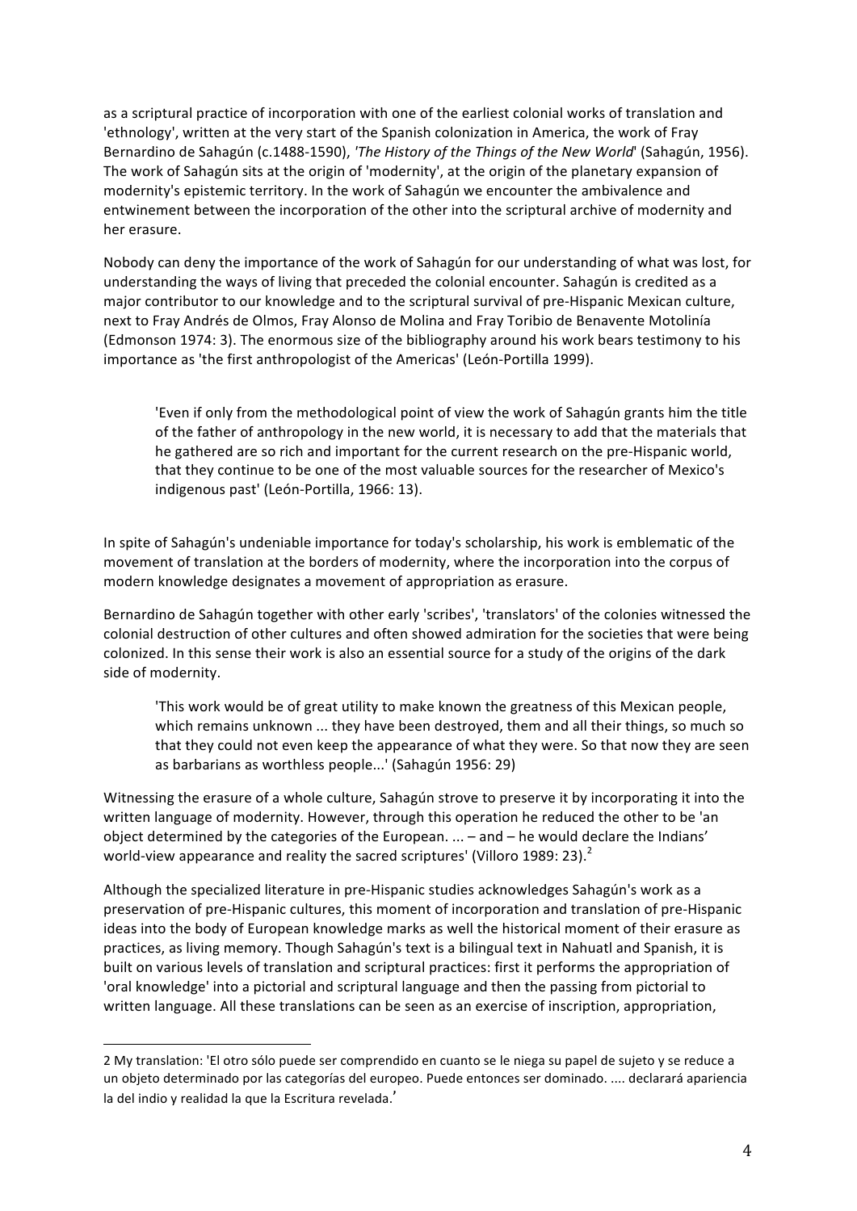as a scriptural practice of incorporation with one of the earliest colonial works of translation and 'ethnology', written at the very start of the Spanish colonization in America, the work of Fray Bernardino de Sahagún (c.1488-1590), *'The History of the Things of the New World*' (Sahagún, 1956). The work of Sahagún sits at the origin of 'modernity', at the origin of the planetary expansion of modernity's epistemic territory. In the work of Sahagún we encounter the ambivalence and entwinement between the incorporation of the other into the scriptural archive of modernity and her erasure.

Nobody can deny the importance of the work of Sahagún for our understanding of what was lost, for understanding the ways of living that preceded the colonial encounter. Sahagún is credited as a major contributor to our knowledge and to the scriptural survival of pre-Hispanic Mexican culture, next to Fray Andrés de Olmos, Fray Alonso de Molina and Fray Toribio de Benavente Motolinía (Edmonson 1974: 3). The enormous size of the bibliography around his work bears testimony to his importance as 'the first anthropologist of the Americas' (León-Portilla 1999).

> 'Even if only from the methodological point of view the work of Sahagún grants him the title of the father of anthropology in the new world, it is necessary to add that the materials that he gathered are so rich and important for the current research on the pre-Hispanic world, that they continue to be one of the most valuable sources for the researcher of Mexico's indigenous past' (León-Portilla, 1966: 13).

In spite of Sahagún's undeniable importance for today's scholarship, his work is emblematic of the movement of translation at the borders of modernity, where the incorporation into the corpus of modern knowledge designates a movement of appropriation as erasure.

Bernardino de Sahagún together with other early 'scribes', 'translators' of the colonies witnessed the colonial destruction of other cultures and often showed admiration for the societies that were being colonized. In this sense their work is also an essential source for a study of the origins of the dark side of modernity.

> 'This work would be of great utility to make known the greatness of this Mexican people, which remains unknown ... they have been destroyed, them and all their things, so much so that they could not even keep the appearance of what they were. So that now they are seen as barbarians as worthless people...' (Sahagún 1956: 29)

Witnessing the erasure of a whole culture, Sahagún strove to preserve it by incorporating it into the written language of modernity. However, through this operation he reduced the other to be 'an object determined by the categories of the European. ... – and – he would declare the Indians' world-view appearance and reality the sacred scriptures' (Villoro 1989: 23).[2]

Although the specialized literature in pre-Hispanic studies acknowledges Sahagún's work as a preservation of pre-Hispanic cultures, this moment of incorporation and translation of pre-Hispanic ideas into the body of European knowledge marks as well the historical moment of their erasure as practices, as living memory. Though Sahagún's text is a bilingual text in Nahuatl and Spanish, it is built on various levels of translation and scriptural practices: first it performs the appropriation of 'oral knowledge' into a pictorial and scriptural language and then the passing from pictorial to written language. All these translations can be seen as an exercise of inscription, appropriation,

---

2 My translation: 'El otro sólo puede ser comprendido en cuanto se le niega su papel de sujeto y se reduce a un objeto determinado por las categorías del europeo. Puede entonces ser dominado. .... declarará apariencia la del indio y realidad la que la Escritura revelada.'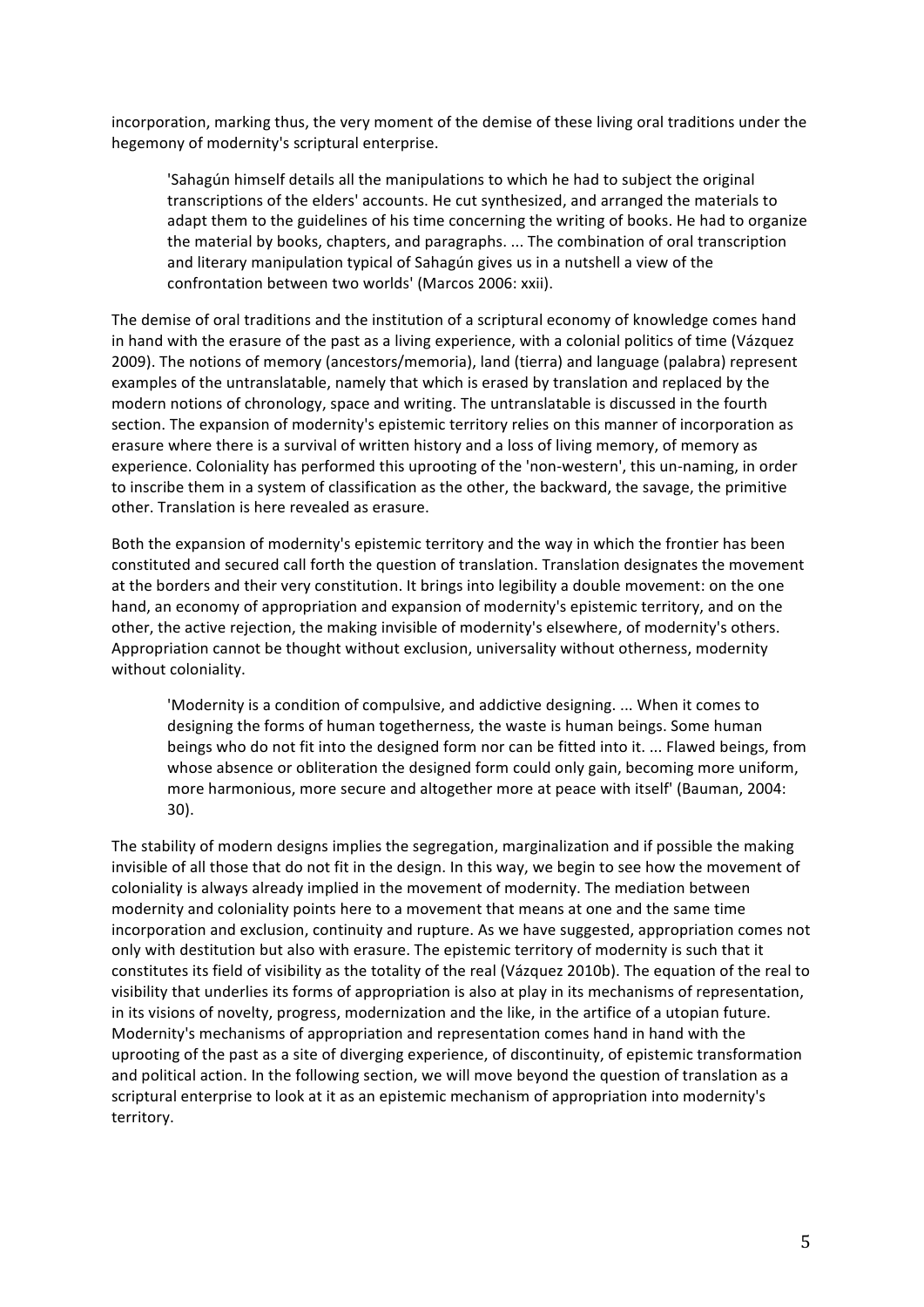incorporation, marking thus, the very moment of the demise of these living oral traditions under the hegemony of modernity's scriptural enterprise.

> 'Sahagún himself details all the manipulations to which he had to subject the original transcriptions of the elders' accounts. He cut synthesized, and arranged the materials to adapt them to the guidelines of his time concerning the writing of books. He had to organize the material by books, chapters, and paragraphs. ... The combination of oral transcription and literary manipulation typical of Sahagún gives us in a nutshell a view of the confrontation between two worlds' (Marcos 2006: xxii).

The demise of oral traditions and the institution of a scriptural economy of knowledge comes hand in hand with the erasure of the past as a living experience, with a colonial politics of time (Vázquez 2009). The notions of memory (ancestors/memoria), land (tierra) and language (palabra) represent examples of the untranslatable, namely that which is erased by translation and replaced by the modern notions of chronology, space and writing. The untranslatable is discussed in the fourth section. The expansion of modernity's epistemic territory relies on this manner of incorporation as erasure where there is a survival of written history and a loss of living memory, of memory as experience. Coloniality has performed this uprooting of the 'non-western', this un-naming, in order to inscribe them in a system of classification as the other, the backward, the savage, the primitive other. Translation is here revealed as erasure.

Both the expansion of modernity's epistemic territory and the way in which the frontier has been constituted and secured call forth the question of translation. Translation designates the movement at the borders and their very constitution. It brings into legibility a double movement: on the one hand, an economy of appropriation and expansion of modernity's epistemic territory, and on the other, the active rejection, the making invisible of modernity's elsewhere, of modernity's others. Appropriation cannot be thought without exclusion, universality without otherness, modernity without coloniality.

> 'Modernity is a condition of compulsive, and addictive designing. ... When it comes to designing the forms of human togetherness, the waste is human beings. Some human beings who do not fit into the designed form nor can be fitted into it. ... Flawed beings, from whose absence or obliteration the designed form could only gain, becoming more uniform, more harmonious, more secure and altogether more at peace with itself' (Bauman, 2004: 30).

The stability of modern designs implies the segregation, marginalization and if possible the making invisible of all those that do not fit in the design. In this way, we begin to see how the movement of coloniality is always already implied in the movement of modernity. The mediation between modernity and coloniality points here to a movement that means at one and the same time incorporation and exclusion, continuity and rupture. As we have suggested, appropriation comes not only with destitution but also with erasure. The epistemic territory of modernity is such that it constitutes its field of visibility as the totality of the real (Vázquez 2010b). The equation of the real to visibility that underlies its forms of appropriation is also at play in its mechanisms of representation, in its visions of novelty, progress, modernization and the like, in the artifice of a utopian future. Modernity's mechanisms of appropriation and representation comes hand in hand with the uprooting of the past as a site of diverging experience, of discontinuity, of epistemic transformation and political action. In the following section, we will move beyond the question of translation as a scriptural enterprise to look at it as an epistemic mechanism of appropriation into modernity's territory.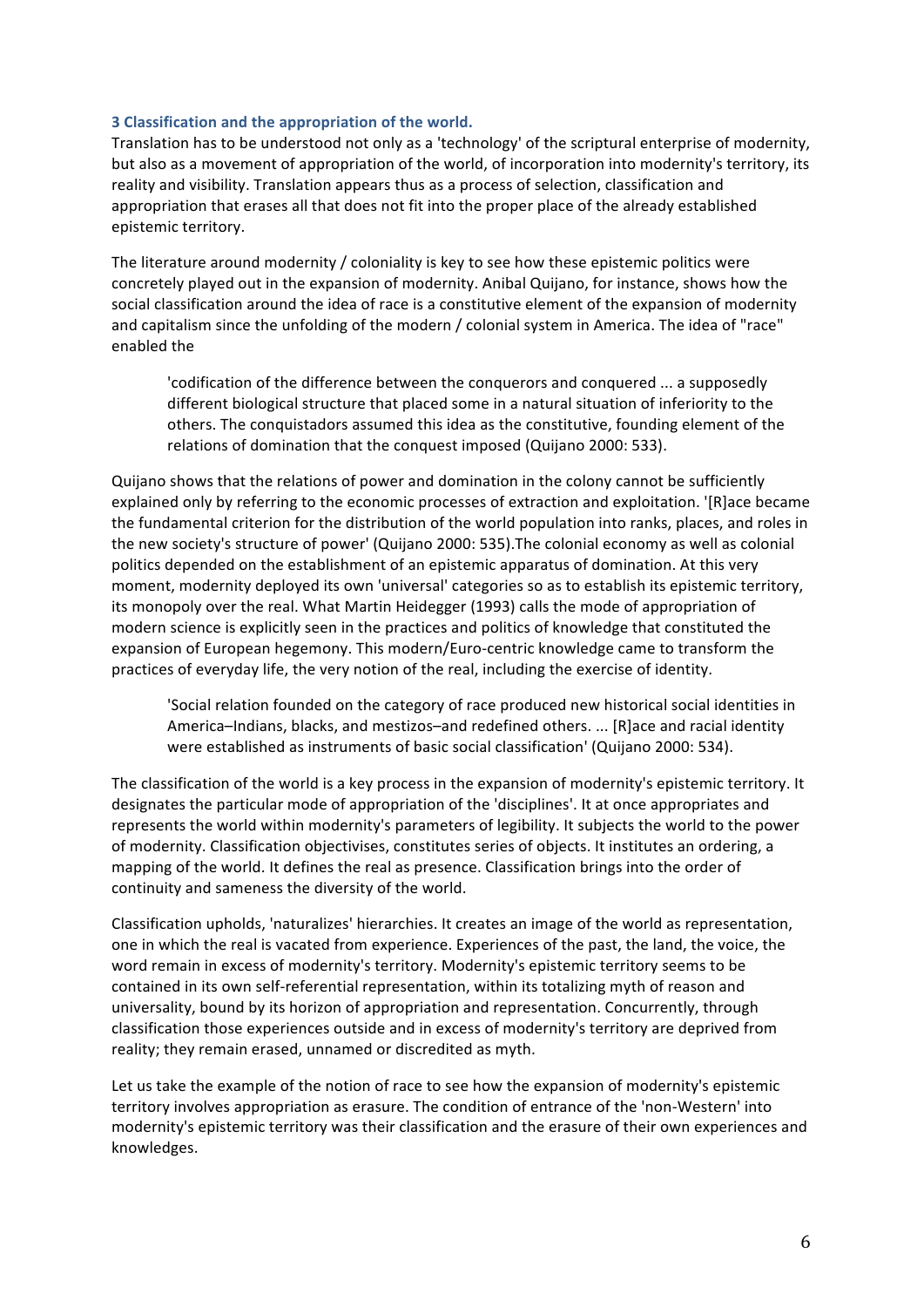### 3 Classification and the appropriation of the world.

Translation has to be understood not only as a 'technology' of the scriptural enterprise of modernity, but also as a movement of appropriation of the world, of incorporation into modernity's territory, its reality and visibility. Translation appears thus as a process of selection, classification and appropriation that erases all that does not fit into the proper place of the already established epistemic territory.

The literature around modernity / coloniality is key to see how these epistemic politics were concretely played out in the expansion of modernity. Anibal Quijano, for instance, shows how the social classification around the idea of race is a constitutive element of the expansion of modernity and capitalism since the unfolding of the modern / colonial system in America. The idea of "race" enabled the

> 'codification of the difference between the conquerors and conquered ... a supposedly different biological structure that placed some in a natural situation of inferiority to the others. The conquistadors assumed this idea as the constitutive, founding element of the relations of domination that the conquest imposed (Quijano 2000: 533).

Quijano shows that the relations of power and domination in the colony cannot be sufficiently explained only by referring to the economic processes of extraction and exploitation. '[R]ace became the fundamental criterion for the distribution of the world population into ranks, places, and roles in the new society's structure of power' (Quijano 2000: 535).The colonial economy as well as colonial politics depended on the establishment of an epistemic apparatus of domination. At this very moment, modernity deployed its own 'universal' categories so as to establish its epistemic territory, its monopoly over the real. What Martin Heidegger (1993) calls the mode of appropriation of modern science is explicitly seen in the practices and politics of knowledge that constituted the expansion of European hegemony. This modern/Euro-centric knowledge came to transform the practices of everyday life, the very notion of the real, including the exercise of identity.

> 'Social relation founded on the category of race produced new historical social identities in America–Indians, blacks, and mestizos–and redefined others. ... [R]ace and racial identity were established as instruments of basic social classification' (Quijano 2000: 534).

The classification of the world is a key process in the expansion of modernity's epistemic territory. It designates the particular mode of appropriation of the 'disciplines'. It at once appropriates and represents the world within modernity's parameters of legibility. It subjects the world to the power of modernity. Classification objectivises, constitutes series of objects. It institutes an ordering, a mapping of the world. It defines the real as presence. Classification brings into the order of continuity and sameness the diversity of the world.

Classification upholds, 'naturalizes' hierarchies. It creates an image of the world as representation, one in which the real is vacated from experience. Experiences of the past, the land, the voice, the word remain in excess of modernity's territory. Modernity's epistemic territory seems to be contained in its own self-referential representation, within its totalizing myth of reason and universality, bound by its horizon of appropriation and representation. Concurrently, through classification those experiences outside and in excess of modernity's territory are deprived from reality; they remain erased, unnamed or discredited as myth.

Let us take the example of the notion of race to see how the expansion of modernity's epistemic territory involves appropriation as erasure. The condition of entrance of the 'non-Western' into modernity's epistemic territory was their classification and the erasure of their own experiences and knowledges.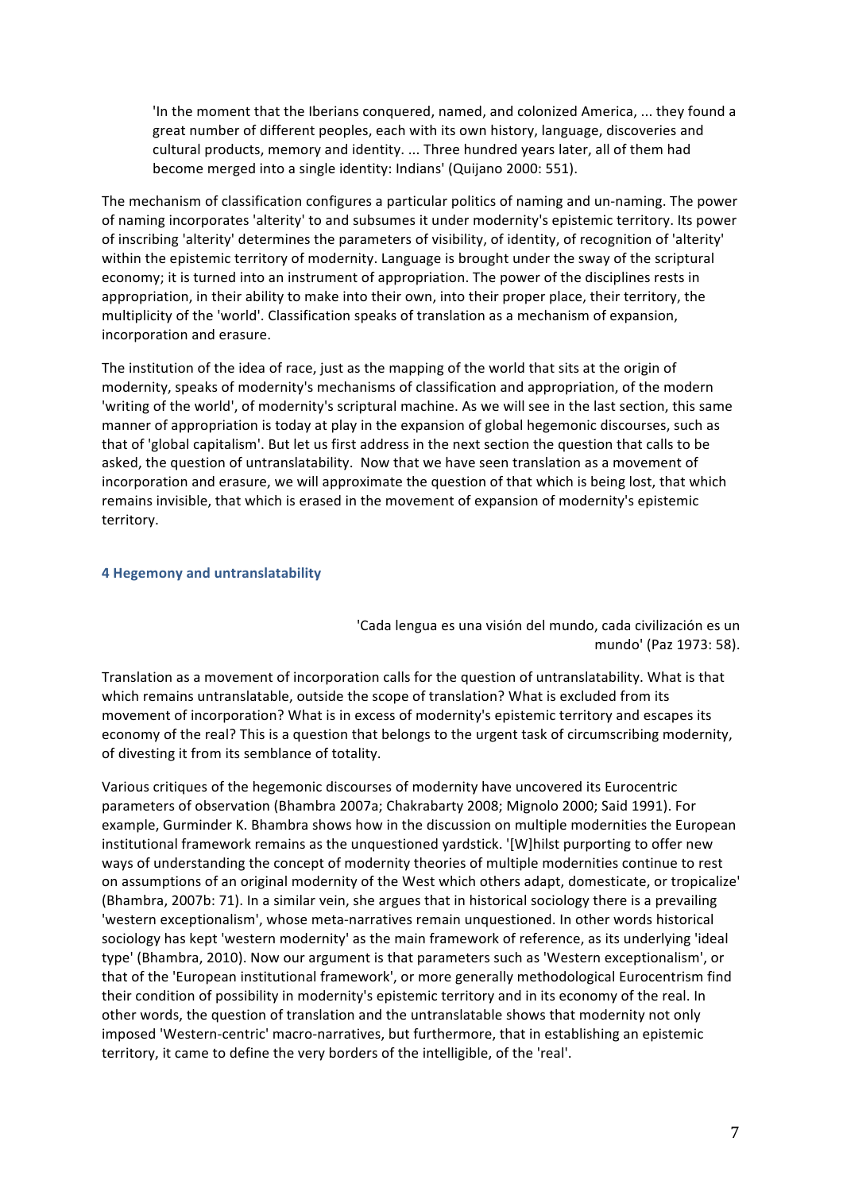> 'In the moment that the Iberians conquered, named, and colonized America, ... they found a great number of different peoples, each with its own history, language, discoveries and cultural products, memory and identity. ... Three hundred years later, all of them had become merged into a single identity: Indians' (Quijano 2000: 551).

The mechanism of classification configures a particular politics of naming and un-naming. The power of naming incorporates 'alterity' to and subsumes it under modernity's epistemic territory. Its power of inscribing 'alterity' determines the parameters of visibility, of identity, of recognition of 'alterity' within the epistemic territory of modernity. Language is brought under the sway of the scriptural economy; it is turned into an instrument of appropriation. The power of the disciplines rests in appropriation, in their ability to make into their own, into their proper place, their territory, the multiplicity of the 'world'. Classification speaks of translation as a mechanism of expansion, incorporation and erasure.

The institution of the idea of race, just as the mapping of the world that sits at the origin of modernity, speaks of modernity's mechanisms of classification and appropriation, of the modern 'writing of the world', of modernity's scriptural machine. As we will see in the last section, this same manner of appropriation is today at play in the expansion of global hegemonic discourses, such as that of 'global capitalism'. But let us first address in the next section the question that calls to be asked, the question of untranslatability. Now that we have seen translation as a movement of incorporation and erasure, we will approximate the question of that which is being lost, that which remains invisible, that which is erased in the movement of expansion of modernity's epistemic territory.

## 4 Hegemony and untranslatability

> 'Cada lengua es una visión del mundo, cada civilización es un mundo' (Paz 1973: 58).

Translation as a movement of incorporation calls for the question of untranslatability. What is that which remains untranslatable, outside the scope of translation? What is excluded from its movement of incorporation? What is in excess of modernity's epistemic territory and escapes its economy of the real? This is a question that belongs to the urgent task of circumscribing modernity, of divesting it from its semblance of totality.

Various critiques of the hegemonic discourses of modernity have uncovered its Eurocentric parameters of observation (Bhambra 2007a; Chakrabarty 2008; Mignolo 2000; Said 1991). For example, Gurminder K. Bhambra shows how in the discussion on multiple modernities the European institutional framework remains as the unquestioned yardstick. '[W]hilst purporting to offer new ways of understanding the concept of modernity theories of multiple modernities continue to rest on assumptions of an original modernity of the West which others adapt, domesticate, or tropicalize' (Bhambra, 2007b: 71). In a similar vein, she argues that in historical sociology there is a prevailing 'western exceptionalism', whose meta-narratives remain unquestioned. In other words historical sociology has kept 'western modernity' as the main framework of reference, as its underlying 'ideal type' (Bhambra, 2010). Now our argument is that parameters such as 'Western exceptionalism', or that of the 'European institutional framework', or more generally methodological Eurocentrism find their condition of possibility in modernity's epistemic territory and in its economy of the real. In other words, the question of translation and the untranslatable shows that modernity not only imposed 'Western-centric' macro-narratives, but furthermore, that in establishing an epistemic territory, it came to define the very borders of the intelligible, of the 'real'.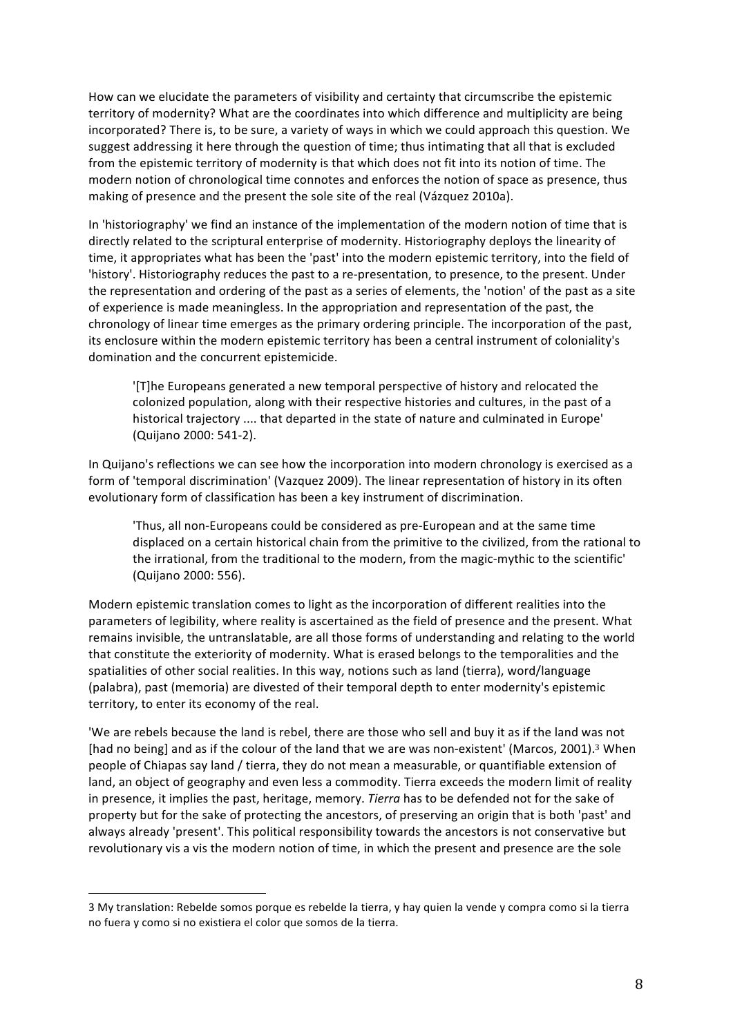How can we elucidate the parameters of visibility and certainty that circumscribe the epistemic territory of modernity? What are the coordinates into which difference and multiplicity are being incorporated? There is, to be sure, a variety of ways in which we could approach this question. We suggest addressing it here through the question of time; thus intimating that all that is excluded from the epistemic territory of modernity is that which does not fit into its notion of time. The modern notion of chronological time connotes and enforces the notion of space as presence, thus making of presence and the present the sole site of the real (Vázquez 2010a).

In 'historiography' we find an instance of the implementation of the modern notion of time that is directly related to the scriptural enterprise of modernity. Historiography deploys the linearity of time, it appropriates what has been the 'past' into the modern epistemic territory, into the field of 'history'. Historiography reduces the past to a re-presentation, to presence, to the present. Under the representation and ordering of the past as a series of elements, the 'notion' of the past as a site of experience is made meaningless. In the appropriation and representation of the past, the chronology of linear time emerges as the primary ordering principle. The incorporation of the past, its enclosure within the modern epistemic territory has been a central instrument of coloniality's domination and the concurrent epistemicide.

> '[T]he Europeans generated a new temporal perspective of history and relocated the colonized population, along with their respective histories and cultures, in the past of a historical trajectory .... that departed in the state of nature and culminated in Europe' (Quijano 2000: 541-2).

In Quijano's reflections we can see how the incorporation into modern chronology is exercised as a form of 'temporal discrimination' (Vazquez 2009). The linear representation of history in its often evolutionary form of classification has been a key instrument of discrimination.

> 'Thus, all non-Europeans could be considered as pre-European and at the same time displaced on a certain historical chain from the primitive to the civilized, from the rational to the irrational, from the traditional to the modern, from the magic-mythic to the scientific' (Quijano 2000: 556).

Modern epistemic translation comes to light as the incorporation of different realities into the parameters of legibility, where reality is ascertained as the field of presence and the present. What remains invisible, the untranslatable, are all those forms of understanding and relating to the world that constitute the exteriority of modernity. What is erased belongs to the temporalities and the spatialities of other social realities. In this way, notions such as land (tierra), word/language (palabra), past (memoria) are divested of their temporal depth to enter modernity's epistemic territory, to enter its economy of the real.

'We are rebels because the land is rebel, there are those who sell and buy it as if the land was not [had no being] and as if the colour of the land that we are was non-existent' (Marcos, 2001).[3] When people of Chiapas say land / tierra, they do not mean a measurable, or quantifiable extension of land, an object of geography and even less a commodity. Tierra exceeds the modern limit of reality in presence, it implies the past, heritage, memory. *Tierra* has to be defended not for the sake of property but for the sake of protecting the ancestors, of preserving an origin that is both 'past' and always already 'present'. This political responsibility towards the ancestors is not conservative but revolutionary vis a vis the modern notion of time, in which the present and presence are the sole

---

3 My translation: Rebelde somos porque es rebelde la tierra, y hay quien la vende y compra como si la tierra no fuera y como si no existiera el color que somos de la tierra.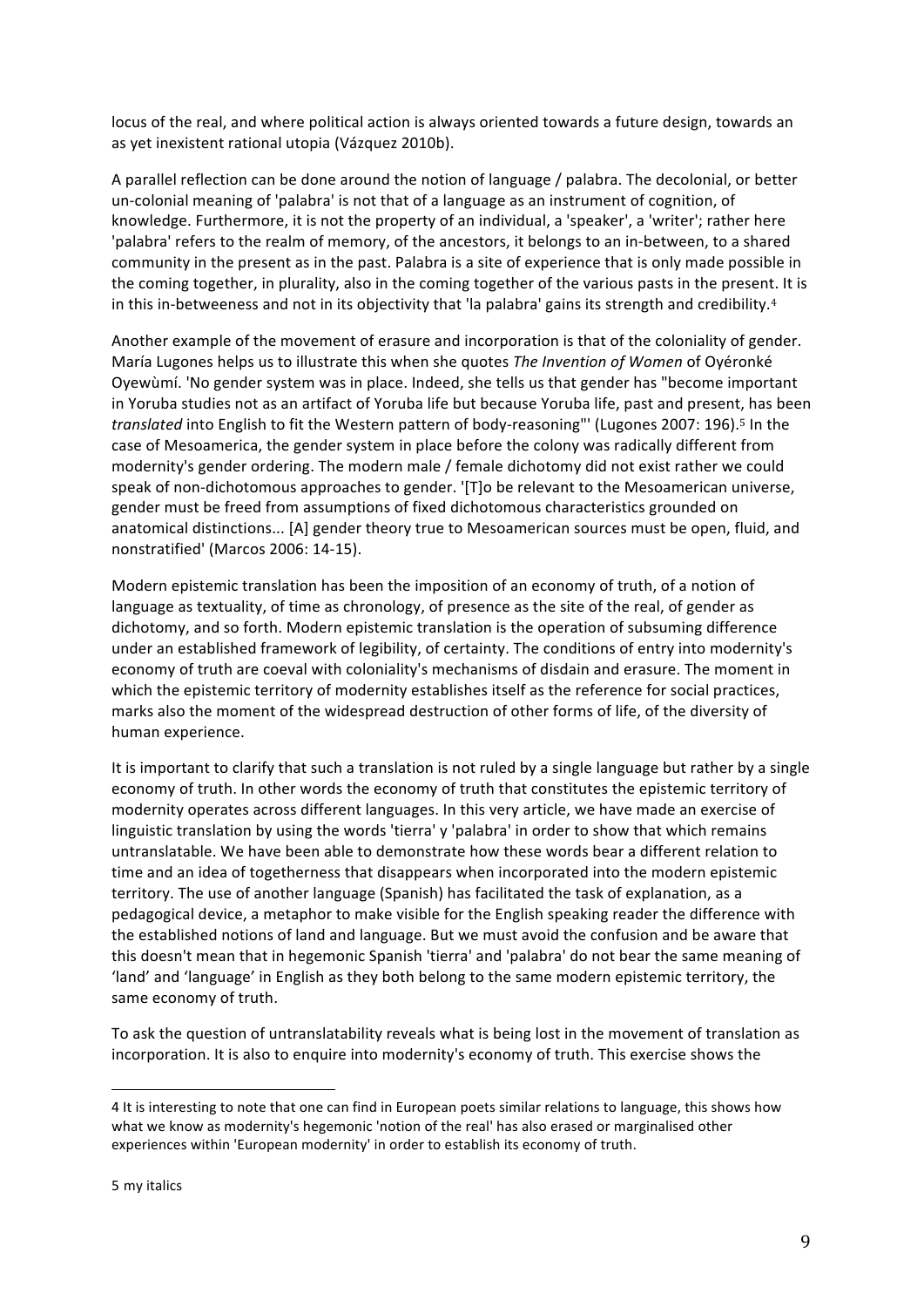locus of the real, and where political action is always oriented towards a future design, towards an as yet inexistent rational utopia (Vázquez 2010b).

A parallel reflection can be done around the notion of language / palabra. The decolonial, or better un-colonial meaning of 'palabra' is not that of a language as an instrument of cognition, of knowledge. Furthermore, it is not the property of an individual, a 'speaker', a 'writer'; rather here 'palabra' refers to the realm of memory, of the ancestors, it belongs to an in-between, to a shared community in the present as in the past. Palabra is a site of experience that is only made possible in the coming together, in plurality, also in the coming together of the various pasts in the present. It is in this in-betweeness and not in its objectivity that 'la palabra' gains its strength and credibility.[4]

Another example of the movement of erasure and incorporation is that of the coloniality of gender. María Lugones helps us to illustrate this when she quotes *The Invention of Women* of Oyéronké Oyewùmí. 'No gender system was in place. Indeed, she tells us that gender has "become important in Yoruba studies not as an artifact of Yoruba life but because Yoruba life, past and present, has been *translated* into English to fit the Western pattern of body-reasoning"' (Lugones 2007: 196).[5] In the case of Mesoamerica, the gender system in place before the colony was radically different from modernity's gender ordering. The modern male / female dichotomy did not exist rather we could speak of non-dichotomous approaches to gender. '[T]o be relevant to the Mesoamerican universe, gender must be freed from assumptions of fixed dichotomous characteristics grounded on anatomical distinctions... [A] gender theory true to Mesoamerican sources must be open, fluid, and nonstratified' (Marcos 2006: 14-15).

Modern epistemic translation has been the imposition of an economy of truth, of a notion of language as textuality, of time as chronology, of presence as the site of the real, of gender as dichotomy, and so forth. Modern epistemic translation is the operation of subsuming difference under an established framework of legibility, of certainty. The conditions of entry into modernity's economy of truth are coeval with coloniality's mechanisms of disdain and erasure. The moment in which the epistemic territory of modernity establishes itself as the reference for social practices, marks also the moment of the widespread destruction of other forms of life, of the diversity of human experience.

It is important to clarify that such a translation is not ruled by a single language but rather by a single economy of truth. In other words the economy of truth that constitutes the epistemic territory of modernity operates across different languages. In this very article, we have made an exercise of linguistic translation by using the words 'tierra' y 'palabra' in order to show that which remains untranslatable. We have been able to demonstrate how these words bear a different relation to time and an idea of togetherness that disappears when incorporated into the modern epistemic territory. The use of another language (Spanish) has facilitated the task of explanation, as a pedagogical device, a metaphor to make visible for the English speaking reader the difference with the established notions of land and language. But we must avoid the confusion and be aware that this doesn't mean that in hegemonic Spanish 'tierra' and 'palabra' do not bear the same meaning of 'land' and 'language' in English as they both belong to the same modern epistemic territory, the same economy of truth.

To ask the question of untranslatability reveals what is being lost in the movement of translation as incorporation. It is also to enquire into modernity's economy of truth. This exercise shows the

---

4 It is interesting to note that one can find in European poets similar relations to language, this shows how what we know as modernity's hegemonic 'notion of the real' has also erased or marginalised other experiences within 'European modernity' in order to establish its economy of truth.

5 my italics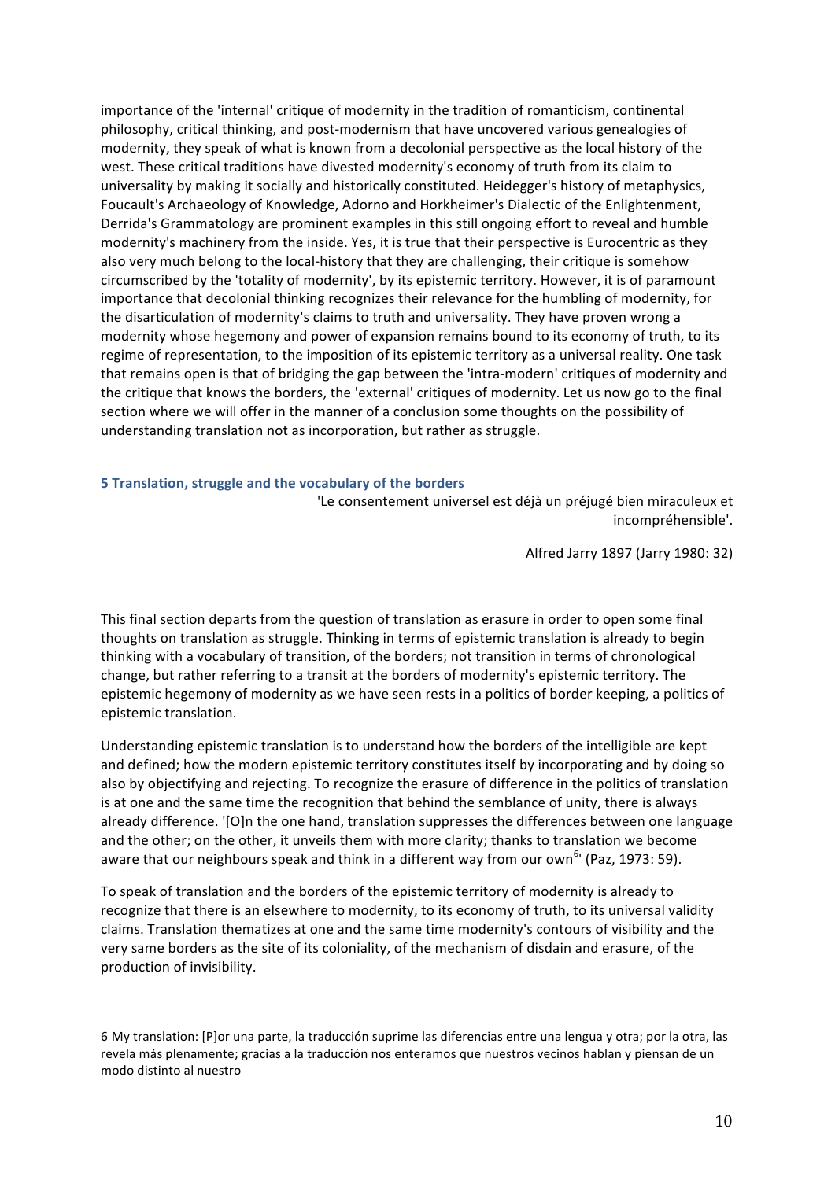importance of the 'internal' critique of modernity in the tradition of romanticism, continental philosophy, critical thinking, and post-modernism that have uncovered various genealogies of modernity, they speak of what is known from a decolonial perspective as the local history of the west. These critical traditions have divested modernity's economy of truth from its claim to universality by making it socially and historically constituted. Heidegger's history of metaphysics, Foucault's Archaeology of Knowledge, Adorno and Horkheimer's Dialectic of the Enlightenment, Derrida's Grammatology are prominent examples in this still ongoing effort to reveal and humble modernity's machinery from the inside. Yes, it is true that their perspective is Eurocentric as they also very much belong to the local-history that they are challenging, their critique is somehow circumscribed by the 'totality of modernity', by its epistemic territory. However, it is of paramount importance that decolonial thinking recognizes their relevance for the humbling of modernity, for the disarticulation of modernity's claims to truth and universality. They have proven wrong a modernity whose hegemony and power of expansion remains bound to its economy of truth, to its regime of representation, to the imposition of its epistemic territory as a universal reality. One task that remains open is that of bridging the gap between the 'intra-modern' critiques of modernity and the critique that knows the borders, the 'external' critiques of modernity. Let us now go to the final section where we will offer in the manner of a conclusion some thoughts on the possibility of understanding translation not as incorporation, but rather as struggle.

## 5 Translation, struggle and the vocabulary of the borders

> 'Le consentement universel est déjà un préjugé bien miraculeux et incompréhensible'.
>
> Alfred Jarry 1897 (Jarry 1980: 32)

This final section departs from the question of translation as erasure in order to open some final thoughts on translation as struggle. Thinking in terms of epistemic translation is already to begin thinking with a vocabulary of transition, of the borders; not transition in terms of chronological change, but rather referring to a transit at the borders of modernity's epistemic territory. The epistemic hegemony of modernity as we have seen rests in a politics of border keeping, a politics of epistemic translation.

Understanding epistemic translation is to understand how the borders of the intelligible are kept and defined; how the modern epistemic territory constitutes itself by incorporating and by doing so also by objectifying and rejecting. To recognize the erasure of difference in the politics of translation is at one and the same time the recognition that behind the semblance of unity, there is always already difference. '[O]n the one hand, translation suppresses the differences between one language and the other; on the other, it unveils them with more clarity; thanks to translation we become aware that our neighbours speak and think in a different way from our own[6]' (Paz, 1973: 59).

To speak of translation and the borders of the epistemic territory of modernity is already to recognize that there is an elsewhere to modernity, to its economy of truth, to its universal validity claims. Translation thematizes at one and the same time modernity's contours of visibility and the very same borders as the site of its coloniality, of the mechanism of disdain and erasure, of the production of invisibility.

---

6 My translation: [P]or una parte, la traducción suprime las diferencias entre una lengua y otra; por la otra, las revela más plenamente; gracias a la traducción nos enteramos que nuestros vecinos hablan y piensan de un modo distinto al nuestro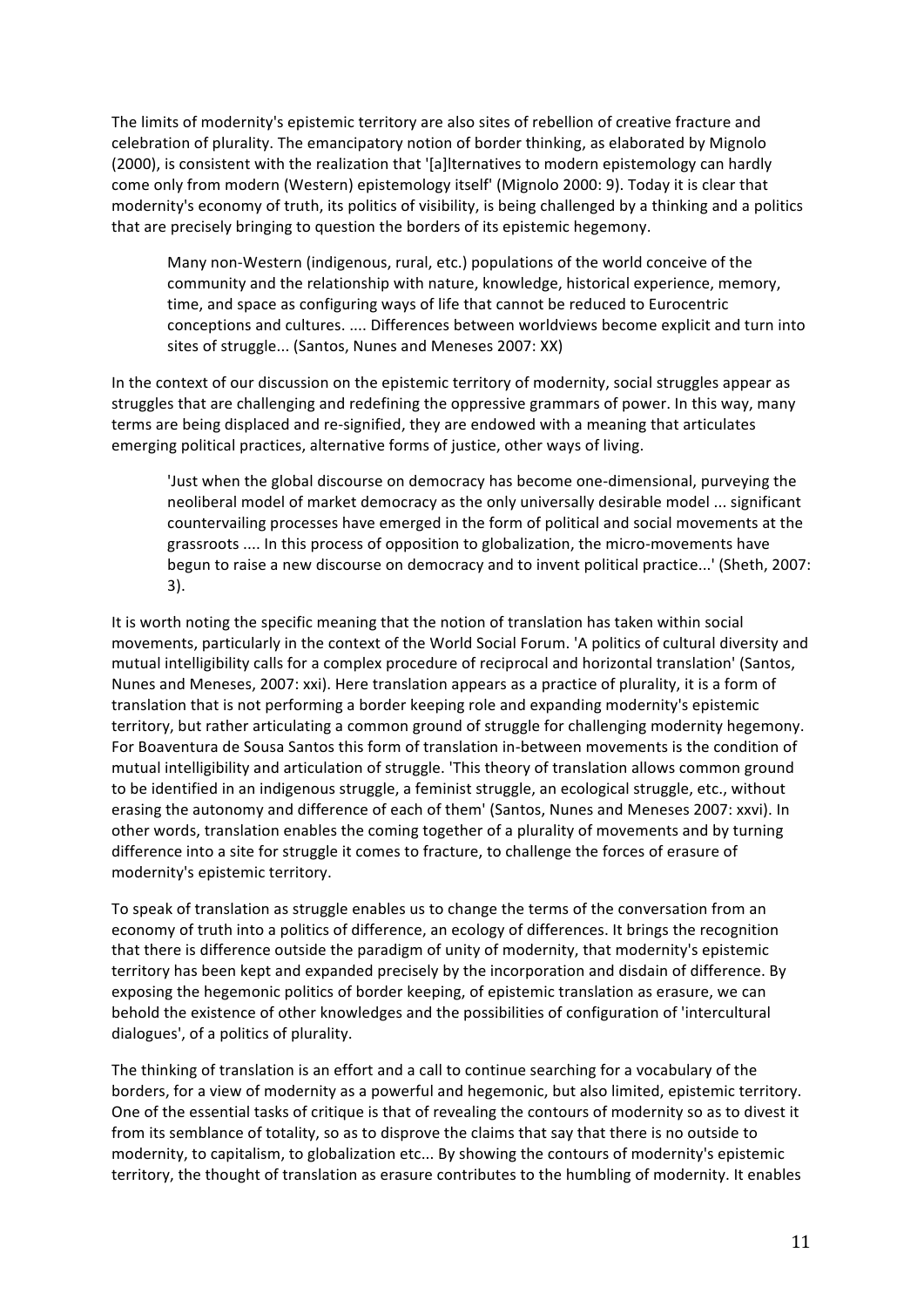The limits of modernity's epistemic territory are also sites of rebellion of creative fracture and celebration of plurality. The emancipatory notion of border thinking, as elaborated by Mignolo (2000), is consistent with the realization that '[a]lternatives to modern epistemology can hardly come only from modern (Western) epistemology itself' (Mignolo 2000: 9). Today it is clear that modernity's economy of truth, its politics of visibility, is being challenged by a thinking and a politics that are precisely bringing to question the borders of its epistemic hegemony.

> Many non-Western (indigenous, rural, etc.) populations of the world conceive of the community and the relationship with nature, knowledge, historical experience, memory, time, and space as configuring ways of life that cannot be reduced to Eurocentric conceptions and cultures. .... Differences between worldviews become explicit and turn into sites of struggle... (Santos, Nunes and Meneses 2007: XX)

In the context of our discussion on the epistemic territory of modernity, social struggles appear as struggles that are challenging and redefining the oppressive grammars of power. In this way, many terms are being displaced and re-signified, they are endowed with a meaning that articulates emerging political practices, alternative forms of justice, other ways of living.

> 'Just when the global discourse on democracy has become one-dimensional, purveying the neoliberal model of market democracy as the only universally desirable model ... significant countervailing processes have emerged in the form of political and social movements at the grassroots .... In this process of opposition to globalization, the micro-movements have begun to raise a new discourse on democracy and to invent political practice...' (Sheth, 2007: 3).

It is worth noting the specific meaning that the notion of translation has taken within social movements, particularly in the context of the World Social Forum. 'A politics of cultural diversity and mutual intelligibility calls for a complex procedure of reciprocal and horizontal translation' (Santos, Nunes and Meneses, 2007: xxi). Here translation appears as a practice of plurality, it is a form of translation that is not performing a border keeping role and expanding modernity's epistemic territory, but rather articulating a common ground of struggle for challenging modernity hegemony. For Boaventura de Sousa Santos this form of translation in-between movements is the condition of mutual intelligibility and articulation of struggle. 'This theory of translation allows common ground to be identified in an indigenous struggle, a feminist struggle, an ecological struggle, etc., without erasing the autonomy and difference of each of them' (Santos, Nunes and Meneses 2007: xxvi). In other words, translation enables the coming together of a plurality of movements and by turning difference into a site for struggle it comes to fracture, to challenge the forces of erasure of modernity's epistemic territory.

To speak of translation as struggle enables us to change the terms of the conversation from an economy of truth into a politics of difference, an ecology of differences. It brings the recognition that there is difference outside the paradigm of unity of modernity, that modernity's epistemic territory has been kept and expanded precisely by the incorporation and disdain of difference. By exposing the hegemonic politics of border keeping, of epistemic translation as erasure, we can behold the existence of other knowledges and the possibilities of configuration of 'intercultural dialogues', of a politics of plurality.

The thinking of translation is an effort and a call to continue searching for a vocabulary of the borders, for a view of modernity as a powerful and hegemonic, but also limited, epistemic territory. One of the essential tasks of critique is that of revealing the contours of modernity so as to divest it from its semblance of totality, so as to disprove the claims that say that there is no outside to modernity, to capitalism, to globalization etc... By showing the contours of modernity's epistemic territory, the thought of translation as erasure contributes to the humbling of modernity. It enables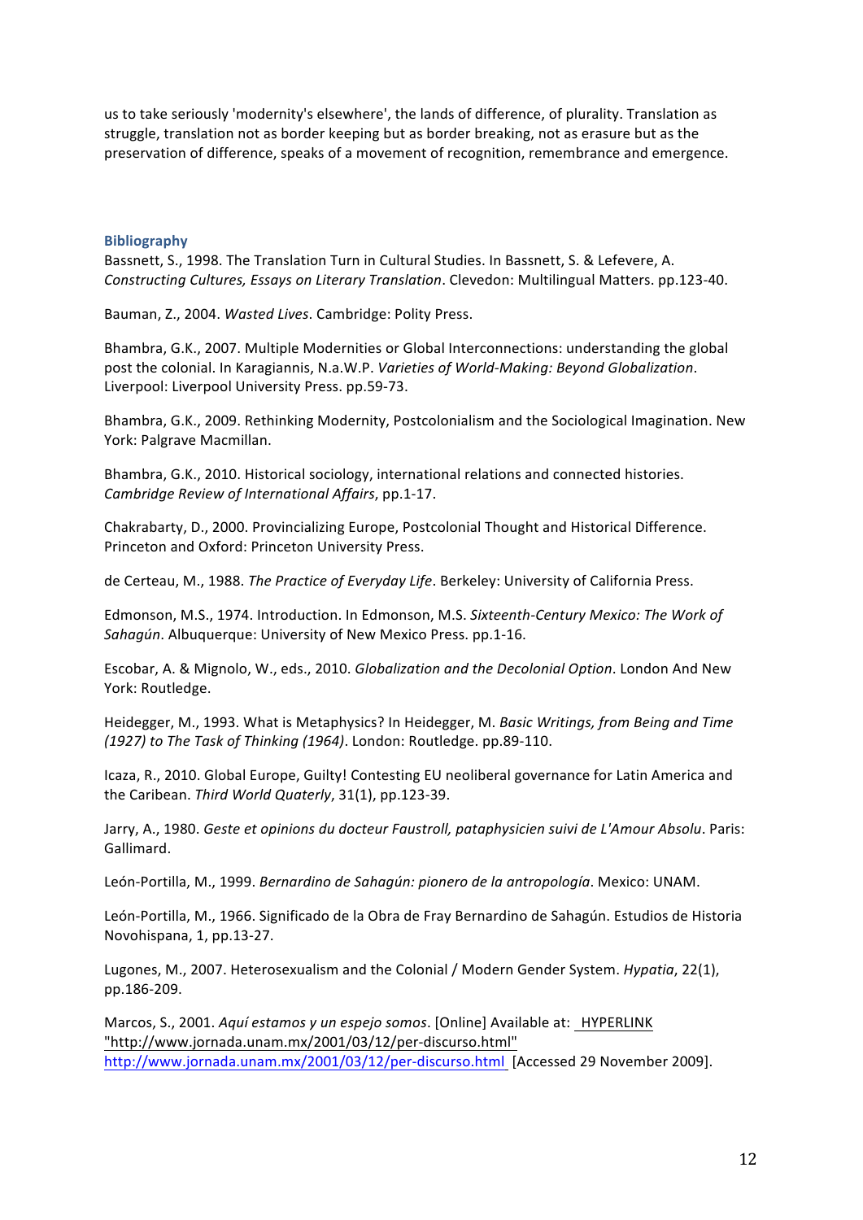us to take seriously 'modernity's elsewhere', the lands of difference, of plurality. Translation as struggle, translation not as border keeping but as border breaking, not as erasure but as the preservation of difference, speaks of a movement of recognition, remembrance and emergence.

## Bibliography

Bassnett, S., 1998. The Translation Turn in Cultural Studies. In Bassnett, S. & Lefevere, A. *Constructing Cultures, Essays on Literary Translation*. Clevedon: Multilingual Matters. pp.123-40.

Bauman, Z., 2004. *Wasted Lives*. Cambridge: Polity Press.

Bhambra, G.K., 2007. Multiple Modernities or Global Interconnections: understanding the global post the colonial. In Karagiannis, N.a.W.P. *Varieties of World-Making: Beyond Globalization*. Liverpool: Liverpool University Press. pp.59-73.

Bhambra, G.K., 2009. Rethinking Modernity, Postcolonialism and the Sociological Imagination. New York: Palgrave Macmillan.

Bhambra, G.K., 2010. Historical sociology, international relations and connected histories. *Cambridge Review of International Affairs*, pp.1-17.

Chakrabarty, D., 2000. Provincializing Europe, Postcolonial Thought and Historical Difference. Princeton and Oxford: Princeton University Press.

de Certeau, M., 1988. *The Practice of Everyday Life*. Berkeley: University of California Press.

Edmonson, M.S., 1974. Introduction. In Edmonson, M.S. *Sixteenth-Century Mexico: The Work of Sahagún*. Albuquerque: University of New Mexico Press. pp.1-16.

Escobar, A. & Mignolo, W., eds., 2010. *Globalization and the Decolonial Option*. London And New York: Routledge.

Heidegger, M., 1993. What is Metaphysics? In Heidegger, M. *Basic Writings, from Being and Time (1927) to The Task of Thinking (1964)*. London: Routledge. pp.89-110.

Icaza, R., 2010. Global Europe, Guilty! Contesting EU neoliberal governance for Latin America and the Caribean. *Third World Quaterly*, 31(1), pp.123-39.

Jarry, A., 1980. *Geste et opinions du docteur Faustroll, pataphysicien suivi de L'Amour Absolu*. Paris: Gallimard.

León-Portilla, M., 1999. *Bernardino de Sahagún: pionero de la antropología*. Mexico: UNAM.

León-Portilla, M., 1966. Significado de la Obra de Fray Bernardino de Sahagún. Estudios de Historia Novohispana, 1, pp.13-27.

Lugones, M., 2007. Heterosexualism and the Colonial / Modern Gender System. *Hypatia*, 22(1), pp.186-209.

Marcos, S., 2001. *Aquí estamos y un espejo somos*. [Online] Available at: HYPERLINK "http://www.jornada.unam.mx/2001/03/12/per-discurso.html" http://www.jornada.unam.mx/2001/03/12/per-discurso.html [Accessed 29 November 2009].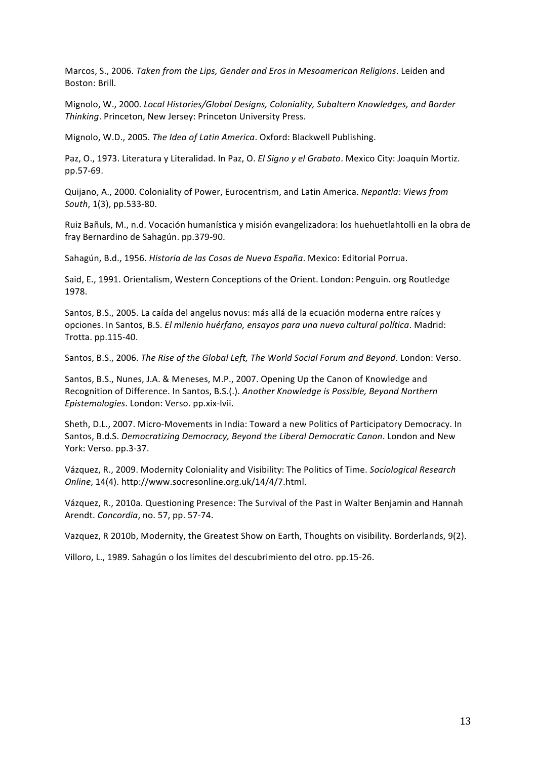Marcos, S., 2006. *Taken from the Lips, Gender and Eros in Mesoamerican Religions*. Leiden and Boston: Brill.

Mignolo, W., 2000. *Local Histories/Global Designs, Coloniality, Subaltern Knowledges, and Border Thinking*. Princeton, New Jersey: Princeton University Press.

Mignolo, W.D., 2005. *The Idea of Latin America*. Oxford: Blackwell Publishing.

Paz, O., 1973. Literatura y Literalidad. In Paz, O. *El Signo y el Grabato*. Mexico City: Joaquín Mortiz. pp.57-69.

Quijano, A., 2000. Coloniality of Power, Eurocentrism, and Latin America. *Nepantla: Views from South*, 1(3), pp.533-80.

Ruiz Bañuls, M., n.d. Vocación humanística y misión evangelizadora: los huehuetlahtolli en la obra de fray Bernardino de Sahagún. pp.379-90.

Sahagún, B.d., 1956. *Historia de las Cosas de Nueva España*. Mexico: Editorial Porrua.

Said, E., 1991. Orientalism, Western Conceptions of the Orient. London: Penguin. org Routledge 1978.

Santos, B.S., 2005. La caída del angelus novus: más allá de la ecuación moderna entre raíces y opciones. In Santos, B.S. *El milenio huérfano, ensayos para una nueva cultural política*. Madrid: Trotta. pp.115-40.

Santos, B.S., 2006. *The Rise of the Global Left, The World Social Forum and Beyond*. London: Verso.

Santos, B.S., Nunes, J.A. & Meneses, M.P., 2007. Opening Up the Canon of Knowledge and Recognition of Difference. In Santos, B.S.(.). *Another Knowledge is Possible, Beyond Northern Epistemologies*. London: Verso. pp.xix-lvii.

Sheth, D.L., 2007. Micro-Movements in India: Toward a new Politics of Participatory Democracy. In Santos, B.d.S. *Democratizing Democracy, Beyond the Liberal Democratic Canon*. London and New York: Verso. pp.3-37.

Vázquez, R., 2009. Modernity Coloniality and Visibility: The Politics of Time. *Sociological Research Online*, 14(4). http://www.socresonline.org.uk/14/4/7.html.

Vázquez, R., 2010a. Questioning Presence: The Survival of the Past in Walter Benjamin and Hannah Arendt. *Concordia*, no. 57, pp. 57-74.

Vazquez, R 2010b, Modernity, the Greatest Show on Earth, Thoughts on visibility. Borderlands, 9(2).

Villoro, L., 1989. Sahagún o los límites del descubrimiento del otro. pp.15-26.